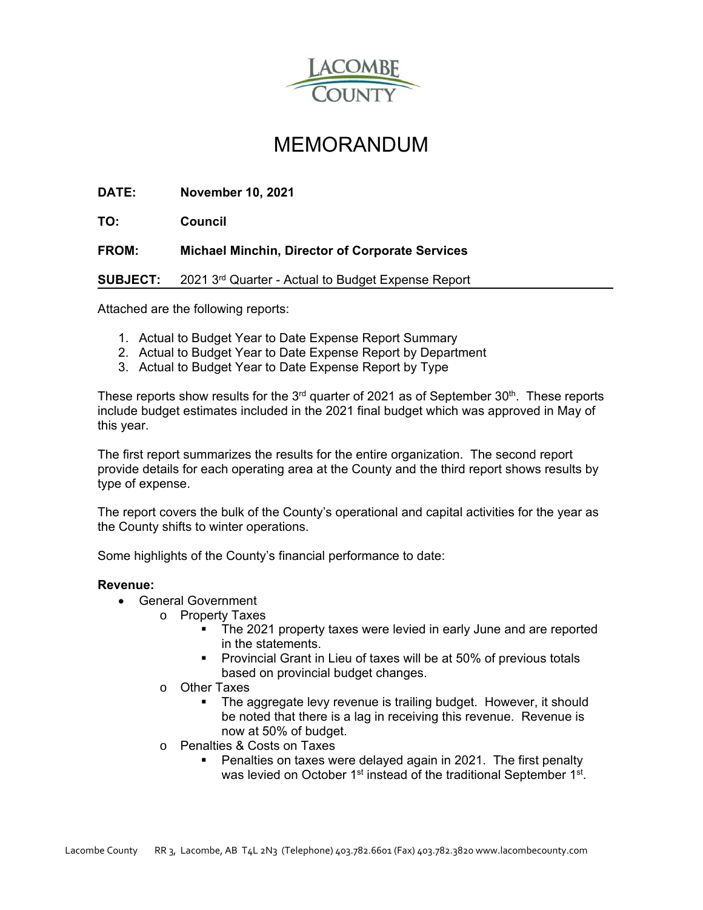# MEMORANDUM

**DATE:** **November 10, 2021**

**TO:** **Council**

**FROM:** **Michael Minchin, Director of Corporate Services**

**SUBJECT:** 2021 3rd Quarter - Actual to Budget Expense Report

---

Attached are the following reports:

1. Actual to Budget Year to Date Expense Report Summary
2. Actual to Budget Year to Date Expense Report by Department
3. Actual to Budget Year to Date Expense Report by Type

These reports show results for the 3rd quarter of 2021 as of September 30th. These reports include budget estimates included in the 2021 final budget which was approved in May of this year.

The first report summarizes the results for the entire organization. The second report provide details for each operating area at the County and the third report shows results by type of expense.

The report covers the bulk of the County's operational and capital activities for the year as the County shifts to winter operations.

Some highlights of the County's financial performance to date:

**Revenue:**

- General Government
  - Property Taxes
    - The 2021 property taxes were levied in early June and are reported in the statements.
    - Provincial Grant in Lieu of taxes will be at 50% of previous totals based on provincial budget changes.
  - Other Taxes
    - The aggregate levy revenue is trailing budget. However, it should be noted that there is a lag in receiving this revenue. Revenue is now at 50% of budget.
  - Penalties & Costs on Taxes
    - Penalties on taxes were delayed again in 2021. The first penalty was levied on October 1st instead of the traditional September 1st.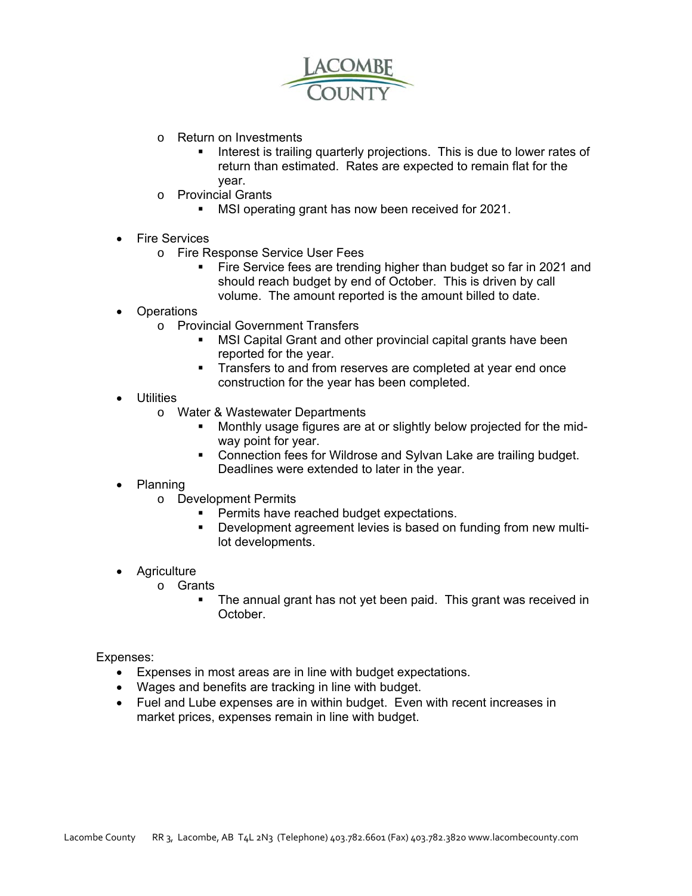- Return on Investments
    - Interest is trailing quarterly projections. This is due to lower rates of return than estimated. Rates are expected to remain flat for the year.
- Provincial Grants
    - MSI operating grant has now been received for 2021.

- Fire Services
    - Fire Response Service User Fees
        - Fire Service fees are trending higher than budget so far in 2021 and should reach budget by end of October. This is driven by call volume. The amount reported is the amount billed to date.
- Operations
    - Provincial Government Transfers
        - MSI Capital Grant and other provincial capital grants have been reported for the year.
        - Transfers to and from reserves are completed at year end once construction for the year has been completed.
- Utilities
    - Water & Wastewater Departments
        - Monthly usage figures are at or slightly below projected for the mid-way point for year.
        - Connection fees for Wildrose and Sylvan Lake are trailing budget. Deadlines were extended to later in the year.
- Planning
    - Development Permits
        - Permits have reached budget expectations.
        - Development agreement levies is based on funding from new multi-lot developments.

- Agriculture
    - Grants
        - The annual grant has not yet been paid. This grant was received in October.

Expenses:

- Expenses in most areas are in line with budget expectations.
- Wages and benefits are tracking in line with budget.
- Fuel and Lube expenses are in within budget. Even with recent increases in market prices, expenses remain in line with budget.